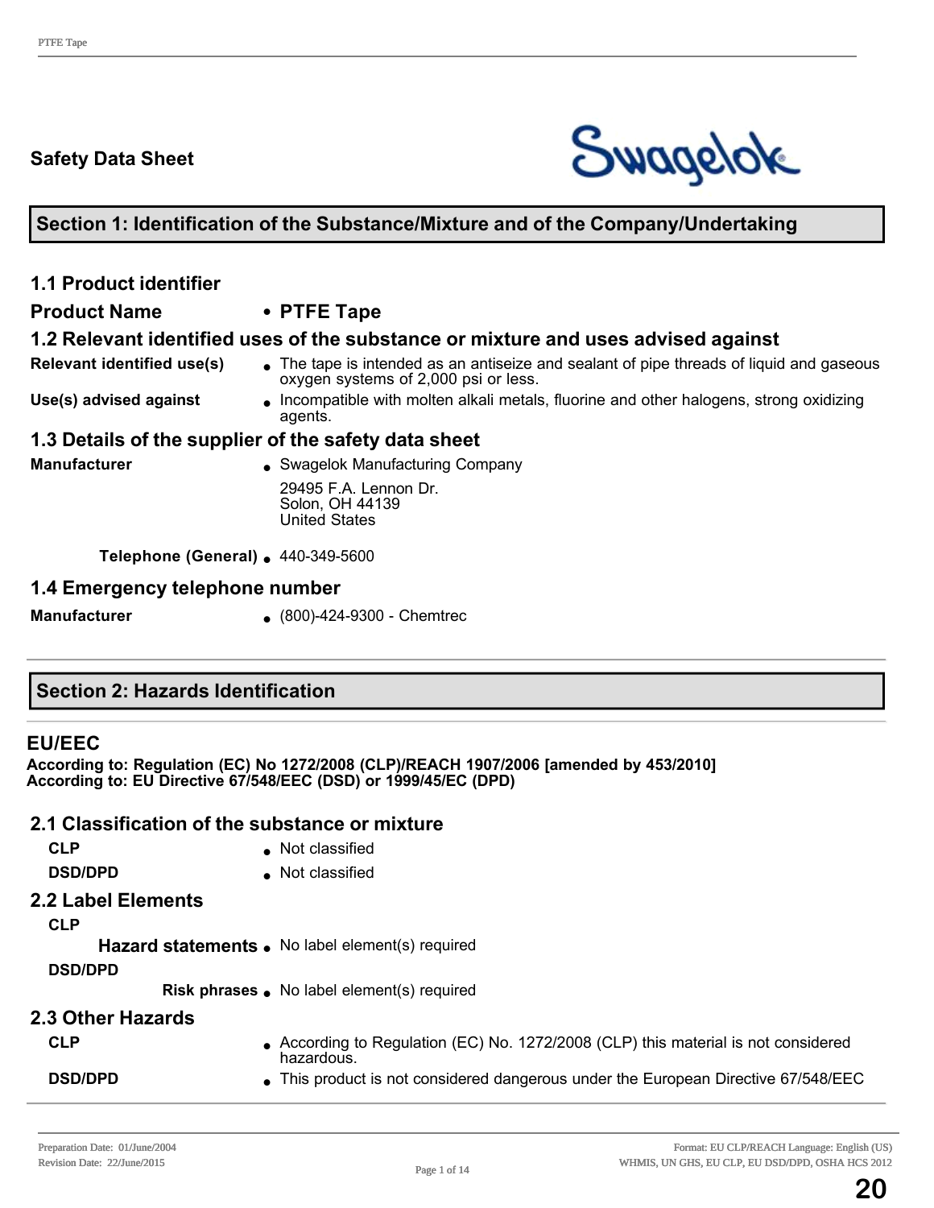# Safety Data Sheet

## Section 1: Identification of the Substance/Mixture and of the Company/Undertaking

### 1.1 Product identifier

**Product Name** • **PTFE Tape**

### 1.2 Relevant identified uses of the substance or mixture and uses advised against

**Relevant identified use(s)** • The tape is intended as an antiseize and sealant of pipe threads of liquid and gaseous oxygen systems of 2,000 psi or less.

**Use(s) advised against** • Incompatible with molten alkali metals, fluorine and other halogens, strong oxidizing agents.

### 1.3 Details of the supplier of the safety data sheet

**Manufacturer** • Swagelok Manufacturing Company

29495 F.A. Lennon Dr.
Solon, OH 44139
United States

**Telephone (General)** • 440-349-5600

### 1.4 Emergency telephone number

**Manufacturer** • (800)-424-9300 - Chemtrec

## Section 2: Hazards Identification

### EU/EEC

**According to: Regulation (EC) No 1272/2008 (CLP)/REACH 1907/2006 [amended by 453/2010]**
**According to: EU Directive 67/548/EEC (DSD) or 1999/45/EC (DPD)**

### 2.1 Classification of the substance or mixture

**CLP** • Not classified

**DSD/DPD** • Not classified

### 2.2 Label Elements

**CLP**

**Hazard statements** • No label element(s) required

**DSD/DPD**

**Risk phrases** • No label element(s) required

### 2.3 Other Hazards

**CLP** • According to Regulation (EC) No. 1272/2008 (CLP) this material is not considered hazardous.

**DSD/DPD** • This product is not considered dangerous under the European Directive 67/548/EEC

Preparation Date: 01/June/2004
Revision Date: 22/June/2015

Format: EU CLP/REACH Language: English (US)
WHMIS, UN GHS, EU CLP, EU DSD/DPD, OSHA HCS 2012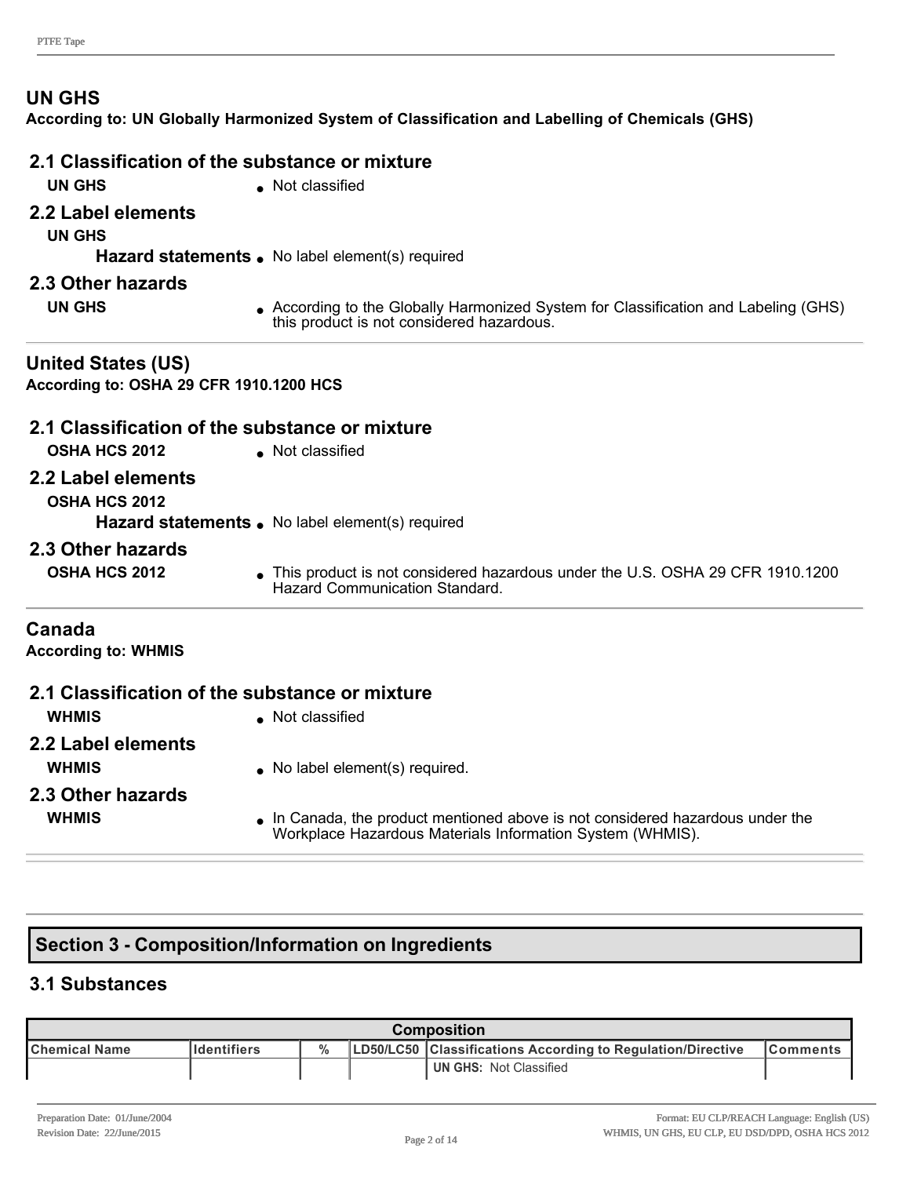## UN GHS

**According to: UN Globally Harmonized System of Classification and Labelling of Chemicals (GHS)**

### 2.1 Classification of the substance or mixture

**UN GHS**
- Not classified

### 2.2 Label elements

**UN GHS**

**Hazard statements**
- No label element(s) required

### 2.3 Other hazards

**UN GHS**
- According to the Globally Harmonized System for Classification and Labeling (GHS) this product is not considered hazardous.

## United States (US)

**According to: OSHA 29 CFR 1910.1200 HCS**

### 2.1 Classification of the substance or mixture

**OSHA HCS 2012**
- Not classified

### 2.2 Label elements

**OSHA HCS 2012**

**Hazard statements**
- No label element(s) required

### 2.3 Other hazards

**OSHA HCS 2012**
- This product is not considered hazardous under the U.S. OSHA 29 CFR 1910.1200 Hazard Communication Standard.

## Canada

**According to: WHMIS**

### 2.1 Classification of the substance or mixture

**WHMIS**
- Not classified

### 2.2 Label elements

**WHMIS**
- No label element(s) required.

### 2.3 Other hazards

**WHMIS**
- In Canada, the product mentioned above is not considered hazardous under the Workplace Hazardous Materials Information System (WHMIS).

## Section 3 - Composition/Information on Ingredients

### 3.1 Substances

| Composition | | | | | |
|---|---|---|---|---|---|
| **Chemical Name** | **Identifiers** | **%** | **LD50/LC50** | **Classifications According to Regulation/Directive** | **Comments** |
| | | | | **UN GHS:** Not Classified | |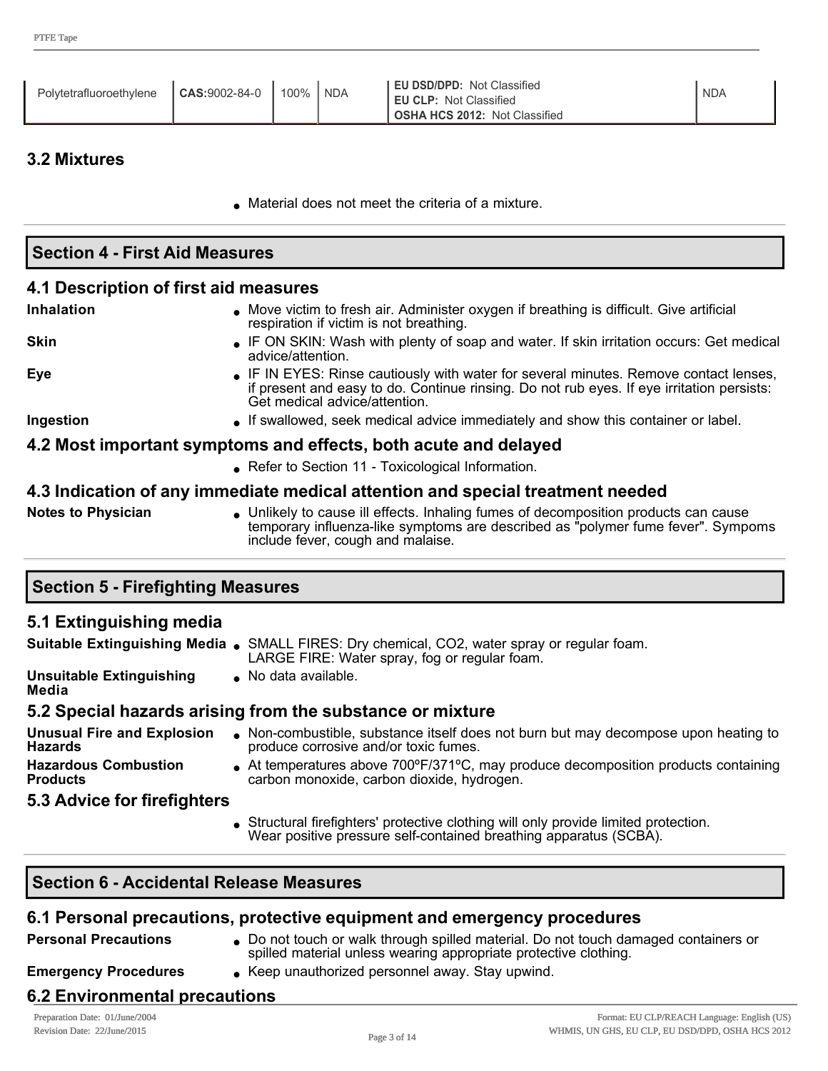| Polytetrafluoroethylene | **CAS:**9002-84-0 | 100% | NDA | **EU DSD/DPD:** Not Classified<br>**EU CLP:** Not Classified<br>**OSHA HCS 2012:** Not Classified | NDA |
|---|---|---|---|---|---|

### 3.2 Mixtures

- Material does not meet the criteria of a mixture.

## Section 4 - First Aid Measures

### 4.1 Description of first aid measures

**Inhalation**
- Move victim to fresh air. Administer oxygen if breathing is difficult. Give artificial respiration if victim is not breathing.

**Skin**
- IF ON SKIN: Wash with plenty of soap and water. If skin irritation occurs: Get medical advice/attention.

**Eye**
- IF IN EYES: Rinse cautiously with water for several minutes. Remove contact lenses, if present and easy to do. Continue rinsing. Do not rub eyes. If eye irritation persists: Get medical advice/attention.

**Ingestion**
- If swallowed, seek medical advice immediately and show this container or label.

### 4.2 Most important symptoms and effects, both acute and delayed

- Refer to Section 11 - Toxicological Information.

### 4.3 Indication of any immediate medical attention and special treatment needed

**Notes to Physician**
- Unlikely to cause ill effects. Inhaling fumes of decomposition products can cause temporary influenza-like symptoms are described as "polymer fume fever". Sympoms include fever, cough and malaise.

## Section 5 - Firefighting Measures

### 5.1 Extinguishing media

**Suitable Extinguishing Media**
- SMALL FIRES: Dry chemical, CO2, water spray or regular foam. LARGE FIRE: Water spray, fog or regular foam.

**Unsuitable Extinguishing Media**
- No data available.

### 5.2 Special hazards arising from the substance or mixture

**Unusual Fire and Explosion Hazards**
- Non-combustible, substance itself does not burn but may decompose upon heating to produce corrosive and/or toxic fumes.

**Hazardous Combustion Products**
- At temperatures above 700ºF/371ºC, may produce decomposition products containing carbon monoxide, carbon dioxide, hydrogen.

### 5.3 Advice for firefighters

- Structural firefighters' protective clothing will only provide limited protection. Wear positive pressure self-contained breathing apparatus (SCBA).

## Section 6 - Accidental Release Measures

### 6.1 Personal precautions, protective equipment and emergency procedures

**Personal Precautions**
- Do not touch or walk through spilled material. Do not touch damaged containers or spilled material unless wearing appropriate protective clothing.

**Emergency Procedures**
- Keep unauthorized personnel away. Stay upwind.

### 6.2 Environmental precautions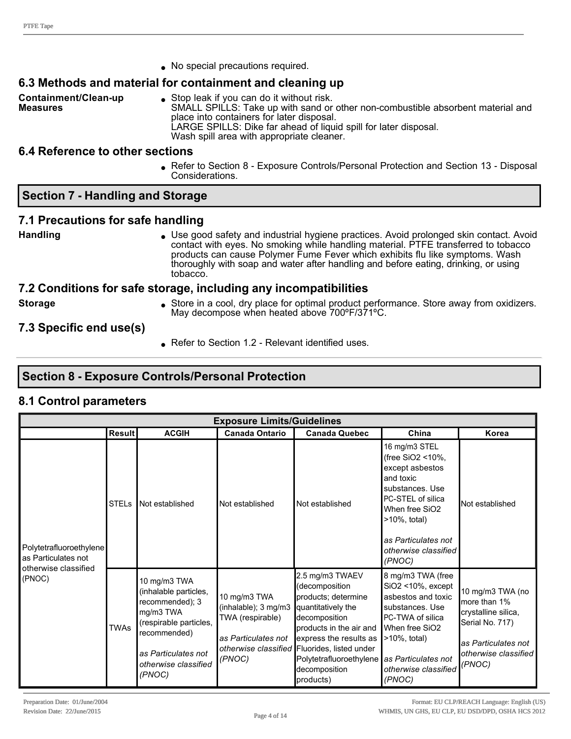- No special precautions required.

### 6.3 Methods and material for containment and cleaning up

**Containment/Clean-up Measures**

- Stop leak if you can do it without risk.
  SMALL SPILLS: Take up with sand or other non-combustible absorbent material and place into containers for later disposal.
  LARGE SPILLS: Dike far ahead of liquid spill for later disposal.
  Wash spill area with appropriate cleaner.

### 6.4 Reference to other sections

- Refer to Section 8 - Exposure Controls/Personal Protection and Section 13 - Disposal Considerations.

## Section 7 - Handling and Storage

### 7.1 Precautions for safe handling

**Handling**

- Use good safety and industrial hygiene practices. Avoid prolonged skin contact. Avoid contact with eyes. No smoking while handling material. PTFE transferred to tobacco products can cause Polymer Fume Fever which exhibits flu like symptoms. Wash thoroughly with soap and water after handling and before eating, drinking, or using tobacco.

### 7.2 Conditions for safe storage, including any incompatibilities

**Storage**

- Store in a cool, dry place for optimal product performance. Store away from oxidizers. May decompose when heated above 700ºF/371ºC.

### 7.3 Specific end use(s)

- Refer to Section 1.2 - Relevant identified uses.

## Section 8 - Exposure Controls/Personal Protection

### 8.1 Control parameters

| Exposure Limits/Guidelines | | | | | | |
|---|---|---|---|---|---|---|
| | **Result** | **ACGIH** | **Canada Ontario** | **Canada Quebec** | **China** | **Korea** |
| Polytetrafluoroethylene as Particulates not otherwise classified (PNOC) | STELs | Not established | Not established | Not established | 16 mg/m3 STEL (free SiO2 <10%, except asbestos and toxic substances. Use PC-STEL of silica When free SiO2 >10%, total) *as Particulates not otherwise classified (PNOC)* | Not established |
| | TWAs | 10 mg/m3 TWA (inhalable particles, recommended); 3 mg/m3 TWA (respirable particles, recommended) *as Particulates not otherwise classified (PNOC)* | 10 mg/m3 TWA (inhalable); 3 mg/m3 TWA (respirable) *as Particulates not otherwise classified (PNOC)* | 2.5 mg/m3 TWAEV (decomposition products; determine quantitatively the decomposition products in the air and express the results as Fluorides, listed under Polytetrafluoroethylene decomposition products) | 8 mg/m3 TWA (free SiO2 <10%, except asbestos and toxic substances. Use PC-TWA of silica When free SiO2 >10%, total) *as Particulates not otherwise classified (PNOC)* | 10 mg/m3 TWA (no more than 1% crystalline silica, Serial No. 717) *as Particulates not otherwise classified (PNOC)* |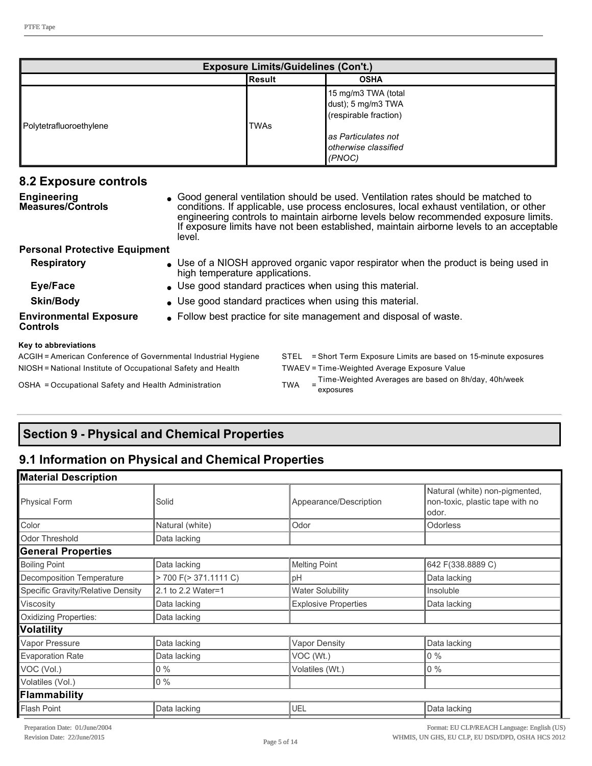| Exposure Limits/Guidelines (Con't.) | | |
|---|---|---|
| | Result | OSHA |
| Polytetrafluoroethylene | TWAs | 15 mg/m3 TWA (total dust); 5 mg/m3 TWA (respirable fraction)<br><br>*as Particulates not otherwise classified (PNOC)* |

## 8.2 Exposure controls

**Engineering Measures/Controls**
- Good general ventilation should be used. Ventilation rates should be matched to conditions. If applicable, use process enclosures, local exhaust ventilation, or other engineering controls to maintain airborne levels below recommended exposure limits. If exposure limits have not been established, maintain airborne levels to an acceptable level.

**Personal Protective Equipment**

**Respiratory**
- Use of a NIOSH approved organic vapor respirator when the product is being used in high temperature applications.

**Eye/Face**
- Use good standard practices when using this material.

**Skin/Body**
- Use good standard practices when using this material.

**Environmental Exposure Controls**
- Follow best practice for site management and disposal of waste.

**Key to abbreviations**

ACGIH = American Conference of Governmental Industrial Hygiene
NIOSH = National Institute of Occupational Safety and Health
OSHA = Occupational Safety and Health Administration
STEL = Short Term Exposure Limits are based on 15-minute exposures
TWAEV = Time-Weighted Average Exposure Value
TWA = Time-Weighted Averages are based on 8h/day, 40h/week exposures

# Section 9 - Physical and Chemical Properties

## 9.1 Information on Physical and Chemical Properties

| Material Description | | | |
|---|---|---|---|
| Physical Form | Solid | Appearance/Description | Natural (white) non-pigmented, non-toxic, plastic tape with no odor. |
| Color | Natural (white) | Odor | Odorless |
| Odor Threshold | Data lacking | | |
| **General Properties** | | | |
| Boiling Point | Data lacking | Melting Point | 642 F(338.8889 C) |
| Decomposition Temperature | > 700 F(> 371.1111 C) | pH | Data lacking |
| Specific Gravity/Relative Density | 2.1 to 2.2 Water=1 | Water Solubility | Insoluble |
| Viscosity | Data lacking | Explosive Properties | Data lacking |
| Oxidizing Properties: | Data lacking | | |
| **Volatility** | | | |
| Vapor Pressure | Data lacking | Vapor Density | Data lacking |
| Evaporation Rate | Data lacking | VOC (Wt.) | 0 % |
| VOC (Vol.) | 0 % | Volatiles (Wt.) | 0 % |
| Volatiles (Vol.) | 0 % | | |
| **Flammability** | | | |
| Flash Point | Data lacking | UEL | Data lacking |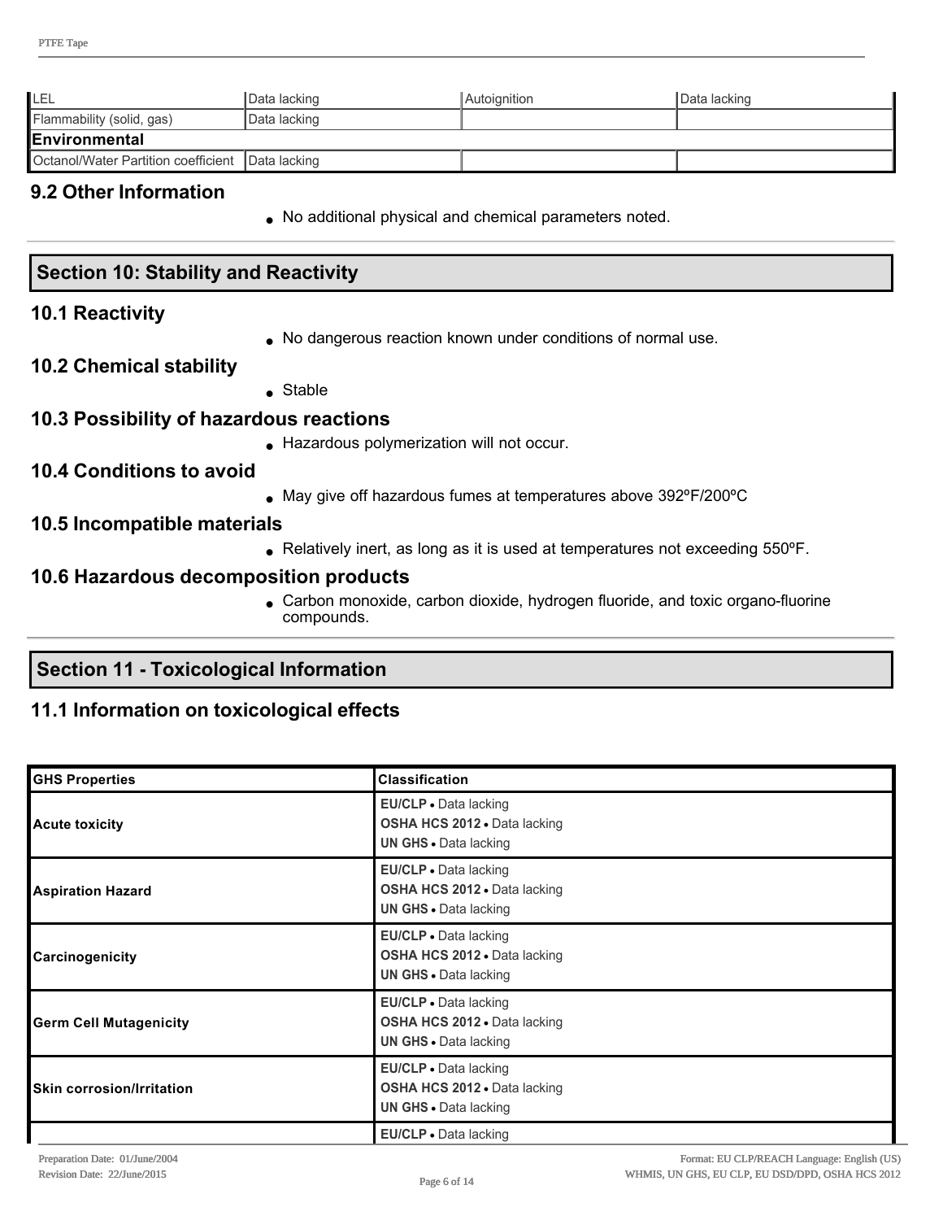| LEL | Data lacking | Autoignition | Data lacking |
|---|---|---|---|
| Flammability (solid, gas) | Data lacking | | |
| **Environmental** | | | |
| Octanol/Water Partition coefficient | Data lacking | | |

### 9.2 Other Information

- No additional physical and chemical parameters noted.

## Section 10: Stability and Reactivity

### 10.1 Reactivity

- No dangerous reaction known under conditions of normal use.

### 10.2 Chemical stability

- Stable

### 10.3 Possibility of hazardous reactions

- Hazardous polymerization will not occur.

### 10.4 Conditions to avoid

- May give off hazardous fumes at temperatures above 392ºF/200ºC

### 10.5 Incompatible materials

- Relatively inert, as long as it is used at temperatures not exceeding 550ºF.

### 10.6 Hazardous decomposition products

- Carbon monoxide, carbon dioxide, hydrogen fluoride, and toxic organo-fluorine compounds.

## Section 11 - Toxicological Information

### 11.1 Information on toxicological effects

| GHS Properties | Classification |
|---|---|
| **Acute toxicity** | **EU/CLP** • Data lacking<br>**OSHA HCS 2012** • Data lacking<br>**UN GHS** • Data lacking |
| **Aspiration Hazard** | **EU/CLP** • Data lacking<br>**OSHA HCS 2012** • Data lacking<br>**UN GHS** • Data lacking |
| **Carcinogenicity** | **EU/CLP** • Data lacking<br>**OSHA HCS 2012** • Data lacking<br>**UN GHS** • Data lacking |
| **Germ Cell Mutagenicity** | **EU/CLP** • Data lacking<br>**OSHA HCS 2012** • Data lacking<br>**UN GHS** • Data lacking |
| **Skin corrosion/Irritation** | **EU/CLP** • Data lacking<br>**OSHA HCS 2012** • Data lacking<br>**UN GHS** • Data lacking |
| | **EU/CLP** • Data lacking |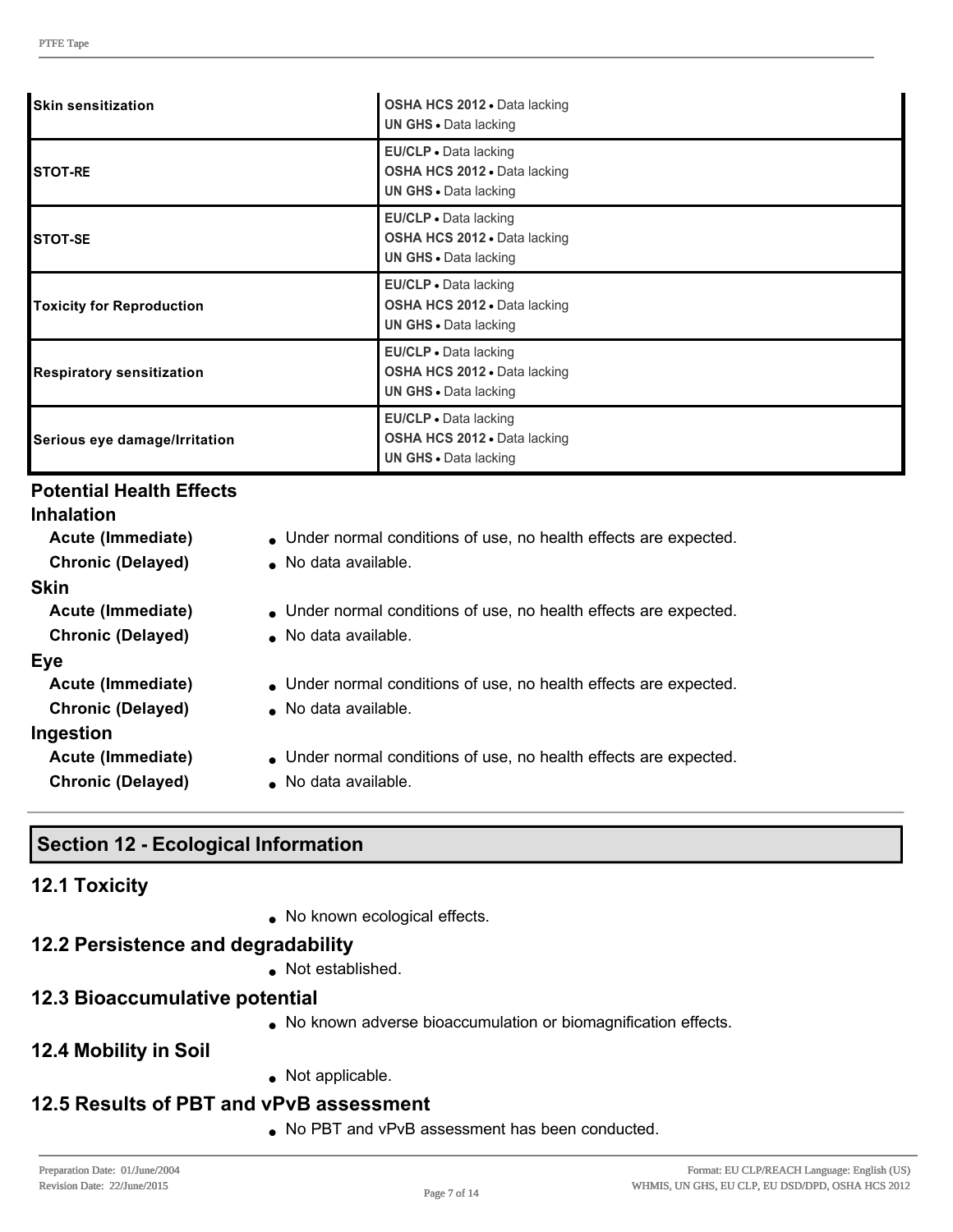| | |
|---|---|
| **Skin sensitization** | **OSHA HCS 2012** • Data lacking<br>**UN GHS** • Data lacking |
| **STOT-RE** | **EU/CLP** • Data lacking<br>**OSHA HCS 2012** • Data lacking<br>**UN GHS** • Data lacking |
| **STOT-SE** | **EU/CLP** • Data lacking<br>**OSHA HCS 2012** • Data lacking<br>**UN GHS** • Data lacking |
| **Toxicity for Reproduction** | **EU/CLP** • Data lacking<br>**OSHA HCS 2012** • Data lacking<br>**UN GHS** • Data lacking |
| **Respiratory sensitization** | **EU/CLP** • Data lacking<br>**OSHA HCS 2012** • Data lacking<br>**UN GHS** • Data lacking |
| **Serious eye damage/Irritation** | **EU/CLP** • Data lacking<br>**OSHA HCS 2012** • Data lacking<br>**UN GHS** • Data lacking |

### Potential Health Effects

**Inhalation**

- **Acute (Immediate)** • Under normal conditions of use, no health effects are expected.
- **Chronic (Delayed)** • No data available.

**Skin**

- **Acute (Immediate)** • Under normal conditions of use, no health effects are expected.
- **Chronic (Delayed)** • No data available.

**Eye**

- **Acute (Immediate)** • Under normal conditions of use, no health effects are expected.
- **Chronic (Delayed)** • No data available.

**Ingestion**

- **Acute (Immediate)** • Under normal conditions of use, no health effects are expected.
- **Chronic (Delayed)** • No data available.

## Section 12 - Ecological Information

### 12.1 Toxicity

- No known ecological effects.

### 12.2 Persistence and degradability

- Not established.

### 12.3 Bioaccumulative potential

- No known adverse bioaccumulation or biomagnification effects.

### 12.4 Mobility in Soil

- Not applicable.

### 12.5 Results of PBT and vPvB assessment

- No PBT and vPvB assessment has been conducted.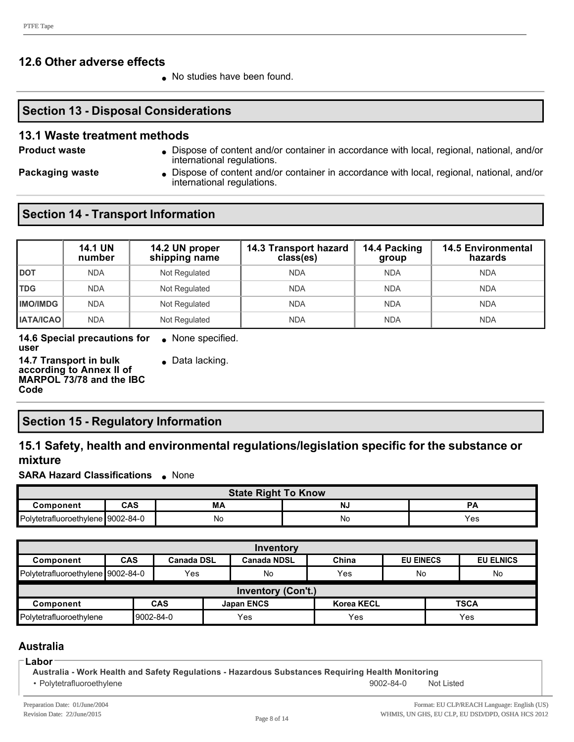## 12.6 Other adverse effects

- No studies have been found.

## Section 13 - Disposal Considerations

### 13.1 Waste treatment methods

**Product waste**
- Dispose of content and/or container in accordance with local, regional, national, and/or international regulations.

**Packaging waste**
- Dispose of content and/or container in accordance with local, regional, national, and/or international regulations.

## Section 14 - Transport Information

| | 14.1 UN number | 14.2 UN proper shipping name | 14.3 Transport hazard class(es) | 14.4 Packing group | 14.5 Environmental hazards |
|---|---|---|---|---|---|
| DOT | NDA | Not Regulated | NDA | NDA | NDA |
| TDG | NDA | Not Regulated | NDA | NDA | NDA |
| IMO/IMDG | NDA | Not Regulated | NDA | NDA | NDA |
| IATA/ICAO | NDA | Not Regulated | NDA | NDA | NDA |

**14.6 Special precautions for user**
- None specified.

**14.7 Transport in bulk according to Annex II of MARPOL 73/78 and the IBC Code**
- Data lacking.

## Section 15 - Regulatory Information

### 15.1 Safety, health and environmental regulations/legislation specific for the substance or mixture

**SARA Hazard Classifications**
- None

| State Right To Know | | | | |
|---|---|---|---|---|
| **Component** | **CAS** | **MA** | **NJ** | **PA** |
| Polytetrafluoroethylene | 9002-84-0 | No | No | Yes |

| Inventory | | | | | | |
|---|---|---|---|---|---|---|
| **Component** | **CAS** | **Canada DSL** | **Canada NDSL** | **China** | **EU EINECS** | **EU ELNICS** |
| Polytetrafluoroethylene | 9002-84-0 | Yes | No | Yes | No | No |

| Inventory (Con't.) | | | | |
|---|---|---|---|---|
| **Component** | **CAS** | **Japan ENCS** | **Korea KECL** | **TSCA** |
| Polytetrafluoroethylene | 9002-84-0 | Yes | Yes | Yes |

### Australia

**Labor**

**Australia - Work Health and Safety Regulations - Hazardous Substances Requiring Health Monitoring**

| | | |
|---|---|---|
| • Polytetrafluoroethylene | 9002-84-0 | Not Listed |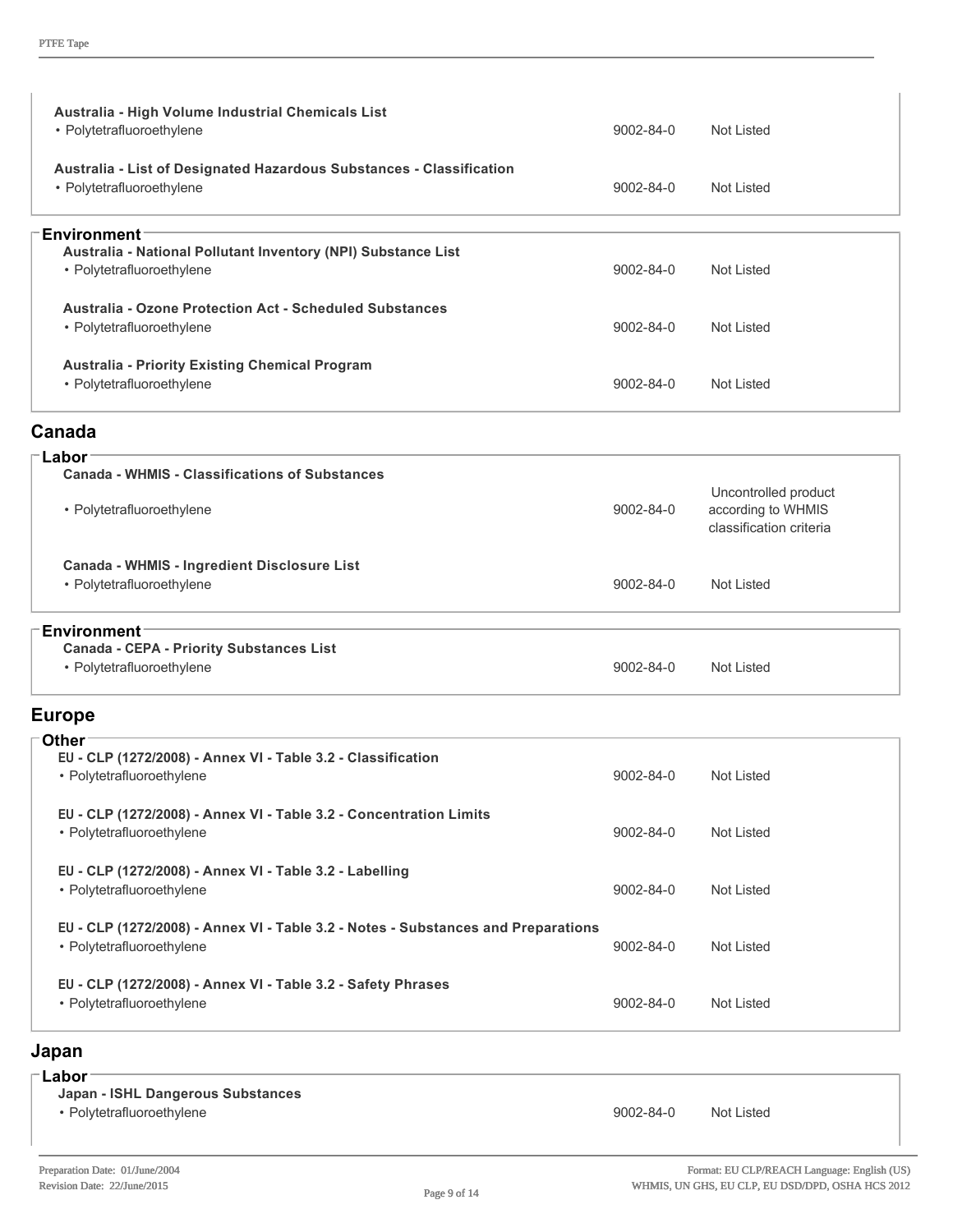**Australia - High Volume Industrial Chemicals List**

| | | |
|---|---|---|
| • Polytetrafluoroethylene | 9002-84-0 | Not Listed |

**Australia - List of Designated Hazardous Substances - Classification**

| | | |
|---|---|---|
| • Polytetrafluoroethylene | 9002-84-0 | Not Listed |

**Environment**

**Australia - National Pollutant Inventory (NPI) Substance List**

| | | |
|---|---|---|
| • Polytetrafluoroethylene | 9002-84-0 | Not Listed |

**Australia - Ozone Protection Act - Scheduled Substances**

| | | |
|---|---|---|
| • Polytetrafluoroethylene | 9002-84-0 | Not Listed |

**Australia - Priority Existing Chemical Program**

| | | |
|---|---|---|
| • Polytetrafluoroethylene | 9002-84-0 | Not Listed |

## Canada

**Labor**

**Canada - WHMIS - Classifications of Substances**

| | | |
|---|---|---|
| • Polytetrafluoroethylene | 9002-84-0 | Uncontrolled product according to WHMIS classification criteria |

**Canada - WHMIS - Ingredient Disclosure List**

| | | |
|---|---|---|
| • Polytetrafluoroethylene | 9002-84-0 | Not Listed |

**Environment**

**Canada - CEPA - Priority Substances List**

| | | |
|---|---|---|
| • Polytetrafluoroethylene | 9002-84-0 | Not Listed |

## Europe

**Other**

**EU - CLP (1272/2008) - Annex VI - Table 3.2 - Classification**

| | | |
|---|---|---|
| • Polytetrafluoroethylene | 9002-84-0 | Not Listed |

**EU - CLP (1272/2008) - Annex VI - Table 3.2 - Concentration Limits**

| | | |
|---|---|---|
| • Polytetrafluoroethylene | 9002-84-0 | Not Listed |

**EU - CLP (1272/2008) - Annex VI - Table 3.2 - Labelling**

| | | |
|---|---|---|
| • Polytetrafluoroethylene | 9002-84-0 | Not Listed |

**EU - CLP (1272/2008) - Annex VI - Table 3.2 - Notes - Substances and Preparations**

| | | |
|---|---|---|
| • Polytetrafluoroethylene | 9002-84-0 | Not Listed |

**EU - CLP (1272/2008) - Annex VI - Table 3.2 - Safety Phrases**

| | | |
|---|---|---|
| • Polytetrafluoroethylene | 9002-84-0 | Not Listed |

## Japan

**Labor**

**Japan - ISHL Dangerous Substances**

| | | |
|---|---|---|
| • Polytetrafluoroethylene | 9002-84-0 | Not Listed |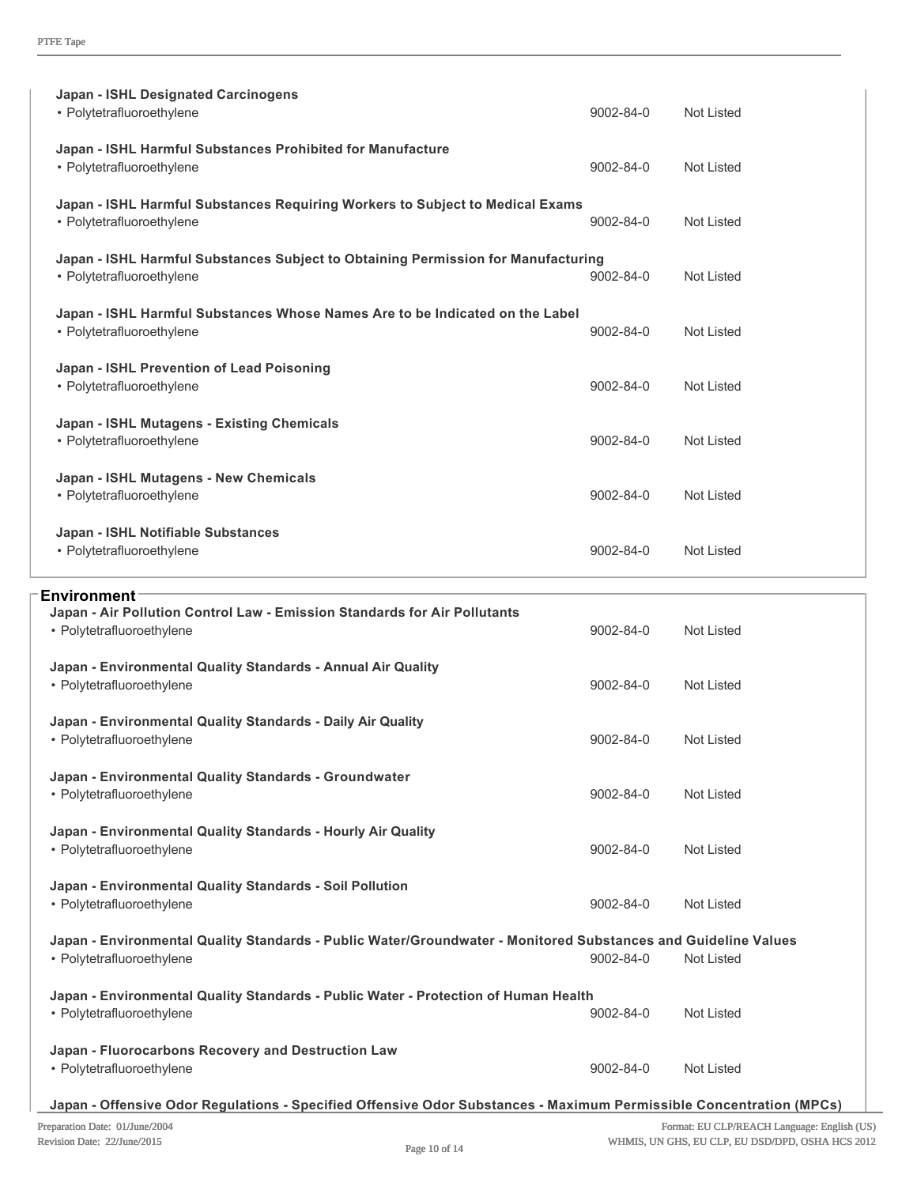**Japan - ISHL Designated Carcinogens**

| | | |
|---|---|---|
| • Polytetrafluoroethylene | 9002-84-0 | Not Listed |

**Japan - ISHL Harmful Substances Prohibited for Manufacture**

| | | |
|---|---|---|
| • Polytetrafluoroethylene | 9002-84-0 | Not Listed |

**Japan - ISHL Harmful Substances Requiring Workers to Subject to Medical Exams**

| | | |
|---|---|---|
| • Polytetrafluoroethylene | 9002-84-0 | Not Listed |

**Japan - ISHL Harmful Substances Subject to Obtaining Permission for Manufacturing**

| | | |
|---|---|---|
| • Polytetrafluoroethylene | 9002-84-0 | Not Listed |

**Japan - ISHL Harmful Substances Whose Names Are to be Indicated on the Label**

| | | |
|---|---|---|
| • Polytetrafluoroethylene | 9002-84-0 | Not Listed |

**Japan - ISHL Prevention of Lead Poisoning**

| | | |
|---|---|---|
| • Polytetrafluoroethylene | 9002-84-0 | Not Listed |

**Japan - ISHL Mutagens - Existing Chemicals**

| | | |
|---|---|---|
| • Polytetrafluoroethylene | 9002-84-0 | Not Listed |

**Japan - ISHL Mutagens - New Chemicals**

| | | |
|---|---|---|
| • Polytetrafluoroethylene | 9002-84-0 | Not Listed |

**Japan - ISHL Notifiable Substances**

| | | |
|---|---|---|
| • Polytetrafluoroethylene | 9002-84-0 | Not Listed |

## Environment

**Japan - Air Pollution Control Law - Emission Standards for Air Pollutants**

| | | |
|---|---|---|
| • Polytetrafluoroethylene | 9002-84-0 | Not Listed |

**Japan - Environmental Quality Standards - Annual Air Quality**

| | | |
|---|---|---|
| • Polytetrafluoroethylene | 9002-84-0 | Not Listed |

**Japan - Environmental Quality Standards - Daily Air Quality**

| | | |
|---|---|---|
| • Polytetrafluoroethylene | 9002-84-0 | Not Listed |

**Japan - Environmental Quality Standards - Groundwater**

| | | |
|---|---|---|
| • Polytetrafluoroethylene | 9002-84-0 | Not Listed |

**Japan - Environmental Quality Standards - Hourly Air Quality**

| | | |
|---|---|---|
| • Polytetrafluoroethylene | 9002-84-0 | Not Listed |

**Japan - Environmental Quality Standards - Soil Pollution**

| | | |
|---|---|---|
| • Polytetrafluoroethylene | 9002-84-0 | Not Listed |

**Japan - Environmental Quality Standards - Public Water/Groundwater - Monitored Substances and Guideline Values**

| | | |
|---|---|---|
| • Polytetrafluoroethylene | 9002-84-0 | Not Listed |

**Japan - Environmental Quality Standards - Public Water - Protection of Human Health**

| | | |
|---|---|---|
| • Polytetrafluoroethylene | 9002-84-0 | Not Listed |

**Japan - Fluorocarbons Recovery and Destruction Law**

| | | |
|---|---|---|
| • Polytetrafluoroethylene | 9002-84-0 | Not Listed |

**Japan - Offensive Odor Regulations - Specified Offensive Odor Substances - Maximum Permissible Concentration (MPCs)**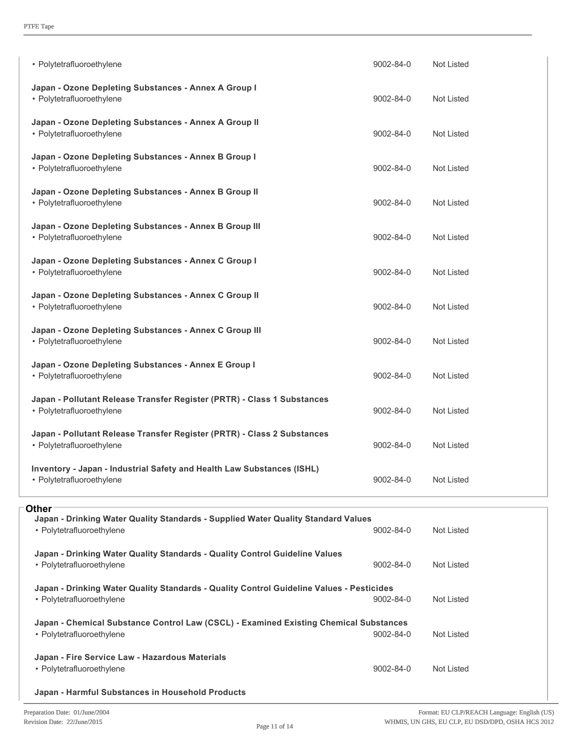| | | |
|---|---|---|
| • Polytetrafluoroethylene | 9002-84-0 | Not Listed |
| **Japan - Ozone Depleting Substances - Annex A Group I** | | |
| • Polytetrafluoroethylene | 9002-84-0 | Not Listed |
| **Japan - Ozone Depleting Substances - Annex A Group II** | | |
| • Polytetrafluoroethylene | 9002-84-0 | Not Listed |
| **Japan - Ozone Depleting Substances - Annex B Group I** | | |
| • Polytetrafluoroethylene | 9002-84-0 | Not Listed |
| **Japan - Ozone Depleting Substances - Annex B Group II** | | |
| • Polytetrafluoroethylene | 9002-84-0 | Not Listed |
| **Japan - Ozone Depleting Substances - Annex B Group III** | | |
| • Polytetrafluoroethylene | 9002-84-0 | Not Listed |
| **Japan - Ozone Depleting Substances - Annex C Group I** | | |
| • Polytetrafluoroethylene | 9002-84-0 | Not Listed |
| **Japan - Ozone Depleting Substances - Annex C Group II** | | |
| • Polytetrafluoroethylene | 9002-84-0 | Not Listed |
| **Japan - Ozone Depleting Substances - Annex C Group III** | | |
| • Polytetrafluoroethylene | 9002-84-0 | Not Listed |
| **Japan - Ozone Depleting Substances - Annex E Group I** | | |
| • Polytetrafluoroethylene | 9002-84-0 | Not Listed |
| **Japan - Pollutant Release Transfer Register (PRTR) - Class 1 Substances** | | |
| • Polytetrafluoroethylene | 9002-84-0 | Not Listed |
| **Japan - Pollutant Release Transfer Register (PRTR) - Class 2 Substances** | | |
| • Polytetrafluoroethylene | 9002-84-0 | Not Listed |
| **Inventory - Japan - Industrial Safety and Health Law Substances (ISHL)** | | |
| • Polytetrafluoroethylene | 9002-84-0 | Not Listed |

### Other

| | | |
|---|---|---|
| **Japan - Drinking Water Quality Standards - Supplied Water Quality Standard Values** | | |
| • Polytetrafluoroethylene | 9002-84-0 | Not Listed |
| **Japan - Drinking Water Quality Standards - Quality Control Guideline Values** | | |
| • Polytetrafluoroethylene | 9002-84-0 | Not Listed |
| **Japan - Drinking Water Quality Standards - Quality Control Guideline Values - Pesticides** | | |
| • Polytetrafluoroethylene | 9002-84-0 | Not Listed |
| **Japan - Chemical Substance Control Law (CSCL) - Examined Existing Chemical Substances** | | |
| • Polytetrafluoroethylene | 9002-84-0 | Not Listed |
| **Japan - Fire Service Law - Hazardous Materials** | | |
| • Polytetrafluoroethylene | 9002-84-0 | Not Listed |
| **Japan - Harmful Substances in Household Products** | | |

Preparation Date: 01/June/2004
Revision Date: 22/June/2015

Format: EU CLP/REACH Language: English (US)
WHMIS, UN GHS, EU CLP, EU DSD/DPD, OSHA HCS 2012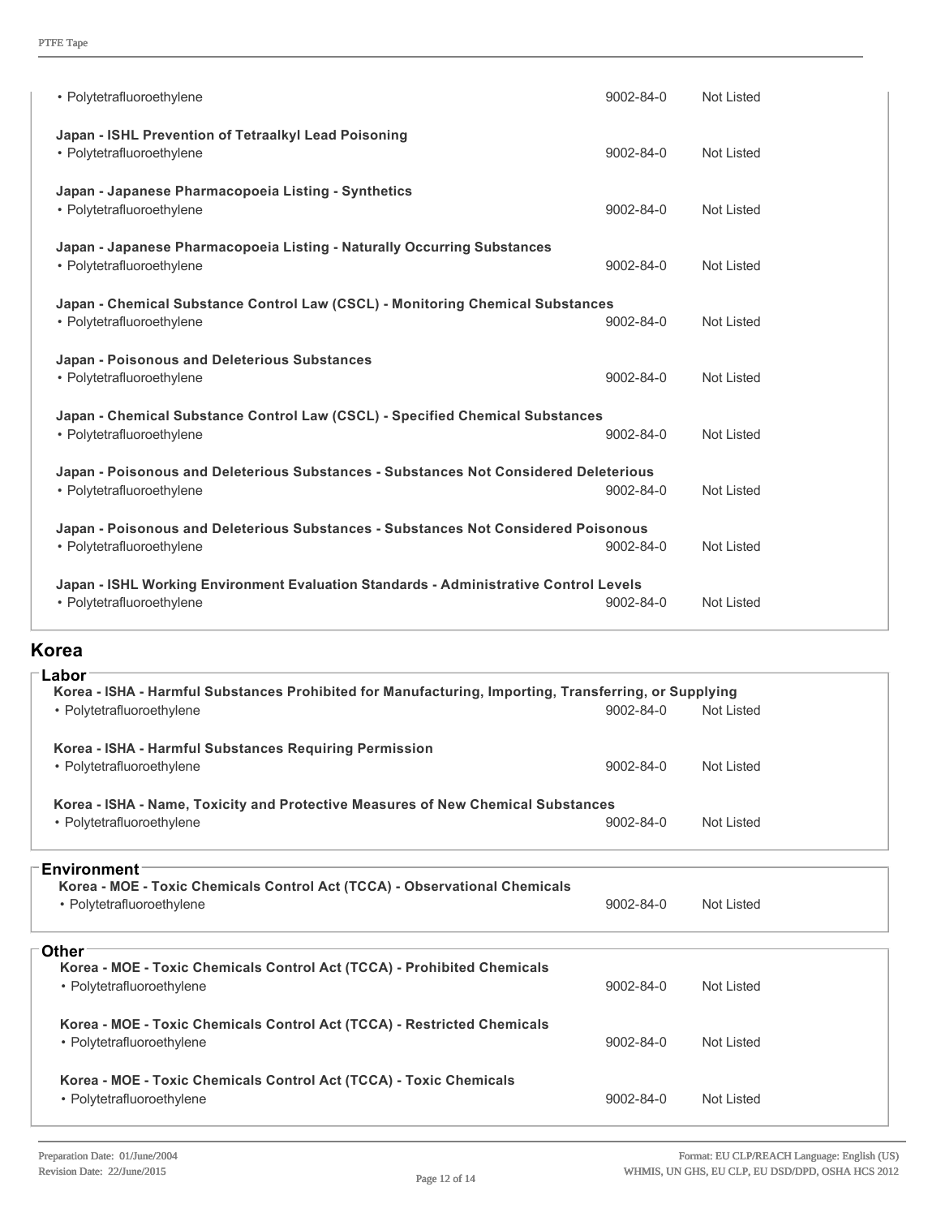| | | |
|---|---|---|
| • Polytetrafluoroethylene | 9002-84-0 | Not Listed |
| **Japan - ISHL Prevention of Tetraalkyl Lead Poisoning** | | |
| • Polytetrafluoroethylene | 9002-84-0 | Not Listed |
| **Japan - Japanese Pharmacopoeia Listing - Synthetics** | | |
| • Polytetrafluoroethylene | 9002-84-0 | Not Listed |
| **Japan - Japanese Pharmacopoeia Listing - Naturally Occurring Substances** | | |
| • Polytetrafluoroethylene | 9002-84-0 | Not Listed |
| **Japan - Chemical Substance Control Law (CSCL) - Monitoring Chemical Substances** | | |
| • Polytetrafluoroethylene | 9002-84-0 | Not Listed |
| **Japan - Poisonous and Deleterious Substances** | | |
| • Polytetrafluoroethylene | 9002-84-0 | Not Listed |
| **Japan - Chemical Substance Control Law (CSCL) - Specified Chemical Substances** | | |
| • Polytetrafluoroethylene | 9002-84-0 | Not Listed |
| **Japan - Poisonous and Deleterious Substances - Substances Not Considered Deleterious** | | |
| • Polytetrafluoroethylene | 9002-84-0 | Not Listed |
| **Japan - Poisonous and Deleterious Substances - Substances Not Considered Poisonous** | | |
| • Polytetrafluoroethylene | 9002-84-0 | Not Listed |
| **Japan - ISHL Working Environment Evaluation Standards - Administrative Control Levels** | | |
| • Polytetrafluoroethylene | 9002-84-0 | Not Listed |

## Korea

### Labor

| | | |
|---|---|---|
| **Korea - ISHA - Harmful Substances Prohibited for Manufacturing, Importing, Transferring, or Supplying** | | |
| • Polytetrafluoroethylene | 9002-84-0 | Not Listed |
| **Korea - ISHA - Harmful Substances Requiring Permission** | | |
| • Polytetrafluoroethylene | 9002-84-0 | Not Listed |
| **Korea - ISHA - Name, Toxicity and Protective Measures of New Chemical Substances** | | |
| • Polytetrafluoroethylene | 9002-84-0 | Not Listed |

### Environment

| | | |
|---|---|---|
| **Korea - MOE - Toxic Chemicals Control Act (TCCA) - Observational Chemicals** | | |
| • Polytetrafluoroethylene | 9002-84-0 | Not Listed |

### Other

| | | |
|---|---|---|
| **Korea - MOE - Toxic Chemicals Control Act (TCCA) - Prohibited Chemicals** | | |
| • Polytetrafluoroethylene | 9002-84-0 | Not Listed |
| **Korea - MOE - Toxic Chemicals Control Act (TCCA) - Restricted Chemicals** | | |
| • Polytetrafluoroethylene | 9002-84-0 | Not Listed |
| **Korea - MOE - Toxic Chemicals Control Act (TCCA) - Toxic Chemicals** | | |
| • Polytetrafluoroethylene | 9002-84-0 | Not Listed |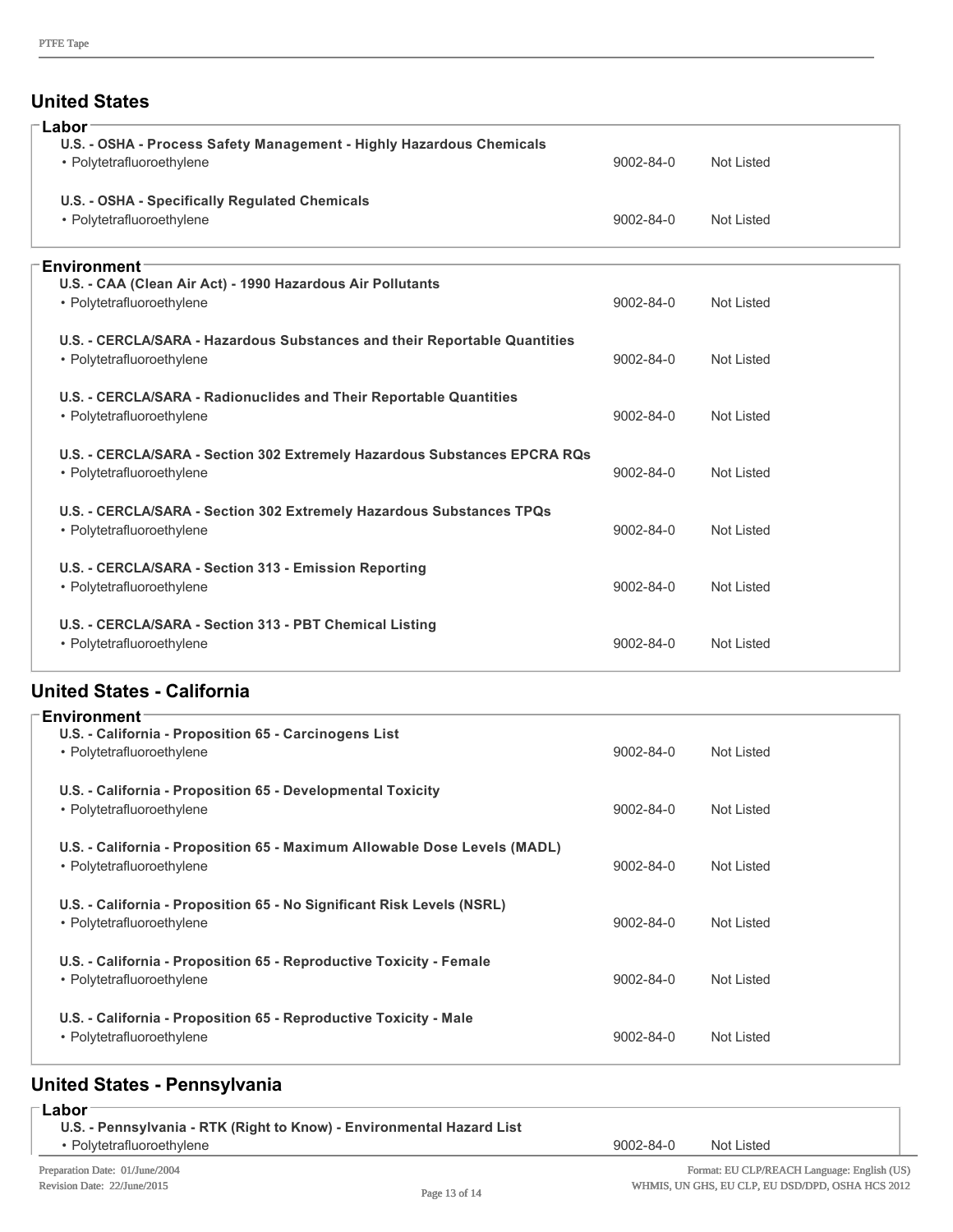## United States

### Labor

**U.S. - OSHA - Process Safety Management - Highly Hazardous Chemicals**

| | | |
|---|---|---|
| • Polytetrafluoroethylene | 9002-84-0 | Not Listed |

**U.S. - OSHA - Specifically Regulated Chemicals**

| | | |
|---|---|---|
| • Polytetrafluoroethylene | 9002-84-0 | Not Listed |

### Environment

**U.S. - CAA (Clean Air Act) - 1990 Hazardous Air Pollutants**

| | | |
|---|---|---|
| • Polytetrafluoroethylene | 9002-84-0 | Not Listed |

**U.S. - CERCLA/SARA - Hazardous Substances and their Reportable Quantities**

| | | |
|---|---|---|
| • Polytetrafluoroethylene | 9002-84-0 | Not Listed |

**U.S. - CERCLA/SARA - Radionuclides and Their Reportable Quantities**

| | | |
|---|---|---|
| • Polytetrafluoroethylene | 9002-84-0 | Not Listed |

**U.S. - CERCLA/SARA - Section 302 Extremely Hazardous Substances EPCRA RQs**

| | | |
|---|---|---|
| • Polytetrafluoroethylene | 9002-84-0 | Not Listed |

**U.S. - CERCLA/SARA - Section 302 Extremely Hazardous Substances TPQs**

| | | |
|---|---|---|
| • Polytetrafluoroethylene | 9002-84-0 | Not Listed |

**U.S. - CERCLA/SARA - Section 313 - Emission Reporting**

| | | |
|---|---|---|
| • Polytetrafluoroethylene | 9002-84-0 | Not Listed |

**U.S. - CERCLA/SARA - Section 313 - PBT Chemical Listing**

| | | |
|---|---|---|
| • Polytetrafluoroethylene | 9002-84-0 | Not Listed |

## United States - California

### Environment

**U.S. - California - Proposition 65 - Carcinogens List**

| | | |
|---|---|---|
| • Polytetrafluoroethylene | 9002-84-0 | Not Listed |

**U.S. - California - Proposition 65 - Developmental Toxicity**

| | | |
|---|---|---|
| • Polytetrafluoroethylene | 9002-84-0 | Not Listed |

**U.S. - California - Proposition 65 - Maximum Allowable Dose Levels (MADL)**

| | | |
|---|---|---|
| • Polytetrafluoroethylene | 9002-84-0 | Not Listed |

**U.S. - California - Proposition 65 - No Significant Risk Levels (NSRL)**

| | | |
|---|---|---|
| • Polytetrafluoroethylene | 9002-84-0 | Not Listed |

**U.S. - California - Proposition 65 - Reproductive Toxicity - Female**

| | | |
|---|---|---|
| • Polytetrafluoroethylene | 9002-84-0 | Not Listed |

**U.S. - California - Proposition 65 - Reproductive Toxicity - Male**

| | | |
|---|---|---|
| • Polytetrafluoroethylene | 9002-84-0 | Not Listed |

## United States - Pennsylvania

### Labor

**U.S. - Pennsylvania - RTK (Right to Know) - Environmental Hazard List**

| | | |
|---|---|---|
| • Polytetrafluoroethylene | 9002-84-0 | Not Listed |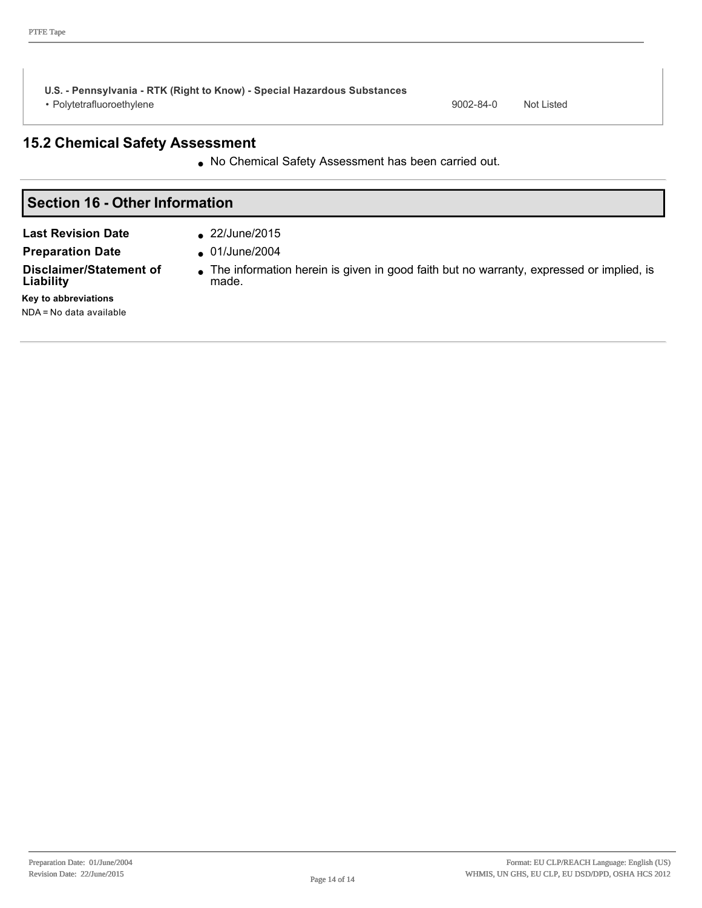**U.S. - Pennsylvania - RTK (Right to Know) - Special Hazardous Substances**

| | | |
|---|---|---|
| • Polytetrafluoroethylene | 9002-84-0 | Not Listed |

## 15.2 Chemical Safety Assessment

- No Chemical Safety Assessment has been carried out.

## Section 16 - Other Information

| | |
|---|---|
| **Last Revision Date** | 22/June/2015 |
| **Preparation Date** | 01/June/2004 |
| **Disclaimer/Statement of Liability** | The information herein is given in good faith but no warranty, expressed or implied, is made. |

**Key to abbreviations**

NDA = No data available